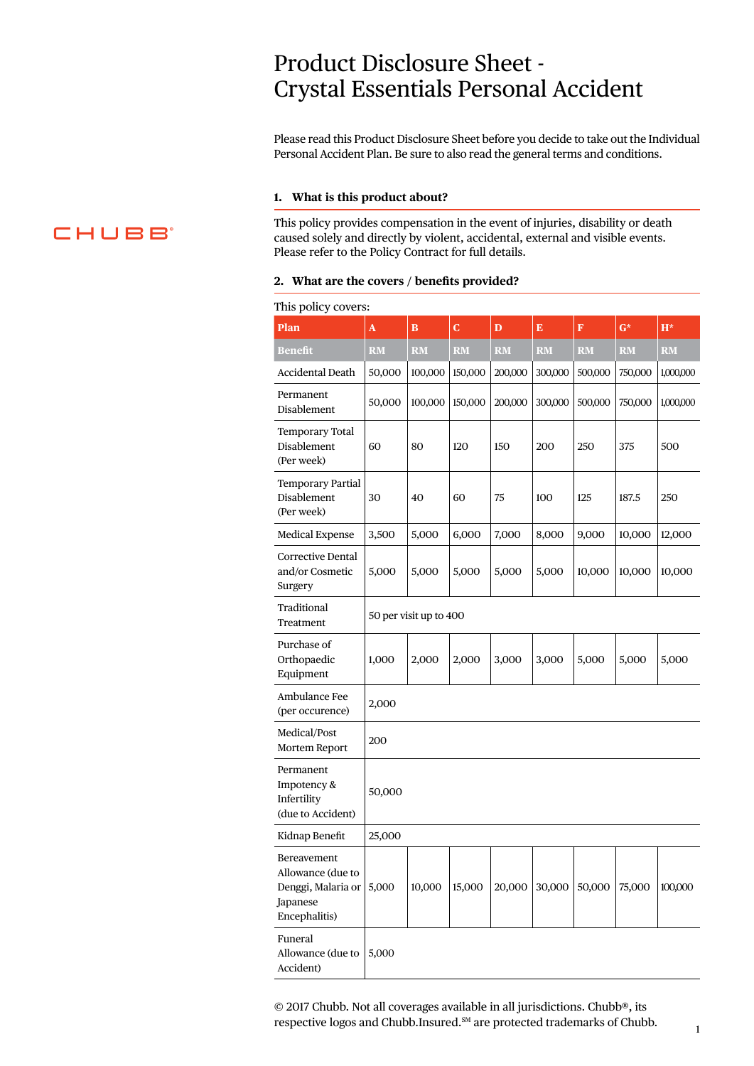# Product Disclosure Sheet - Crystal Essentials Personal Accident

CHUBB®

Please read this Product Disclosure Sheet before you decide to take out the Individual Personal Accident Plan. Be sure to also read the general terms and conditions.

## 1. What is this product about?

This policy provides compensation in the event of injuries, disability or death caused solely and directly by violent, accidental, external and visible events. Please refer to the Policy Contract for full details.

## 2. What are the covers / benefits provided?

This policy covers:

| Plan | A | B | C | D | E | F | G* | H* |
|---|---|---|---|---|---|---|---|---|
| **Benefit** | **RM** | **RM** | **RM** | **RM** | **RM** | **RM** | **RM** | **RM** |
| Accidental Death | 50,000 | 100,000 | 150,000 | 200,000 | 300,000 | 500,000 | 750,000 | 1,000,000 |
| Permanent Disablement | 50,000 | 100,000 | 150,000 | 200,000 | 300,000 | 500,000 | 750,000 | 1,000,000 |
| Temporary Total Disablement (Per week) | 60 | 80 | 120 | 150 | 200 | 250 | 375 | 500 |
| Temporary Partial Disablement (Per week) | 30 | 40 | 60 | 75 | 100 | 125 | 187.5 | 250 |
| Medical Expense | 3,500 | 5,000 | 6,000 | 7,000 | 8,000 | 9,000 | 10,000 | 12,000 |
| Corrective Dental and/or Cosmetic Surgery | 5,000 | 5,000 | 5,000 | 5,000 | 5,000 | 10,000 | 10,000 | 10,000 |
| Traditional Treatment | 50 per visit up to 400 | | | | | | | |
| Purchase of Orthopaedic Equipment | 1,000 | 2,000 | 2,000 | 3,000 | 3,000 | 5,000 | 5,000 | 5,000 |
| Ambulance Fee (per occurence) | 2,000 | | | | | | | |
| Medical/Post Mortem Report | 200 | | | | | | | |
| Permanent Impotency & Infertility (due to Accident) | 50,000 | | | | | | | |
| Kidnap Benefit | 25,000 | | | | | | | |
| Bereavement Allowance (due to Denggi, Malaria or Japanese Encephalitis) | 5,000 | 10,000 | 15,000 | 20,000 | 30,000 | 50,000 | 75,000 | 100,000 |
| Funeral Allowance (due to Accident) | 5,000 | | | | | | | |

© 2017 Chubb. Not all coverages available in all jurisdictions. Chubb®, its respective logos and Chubb.Insured.℠ are protected trademarks of Chubb.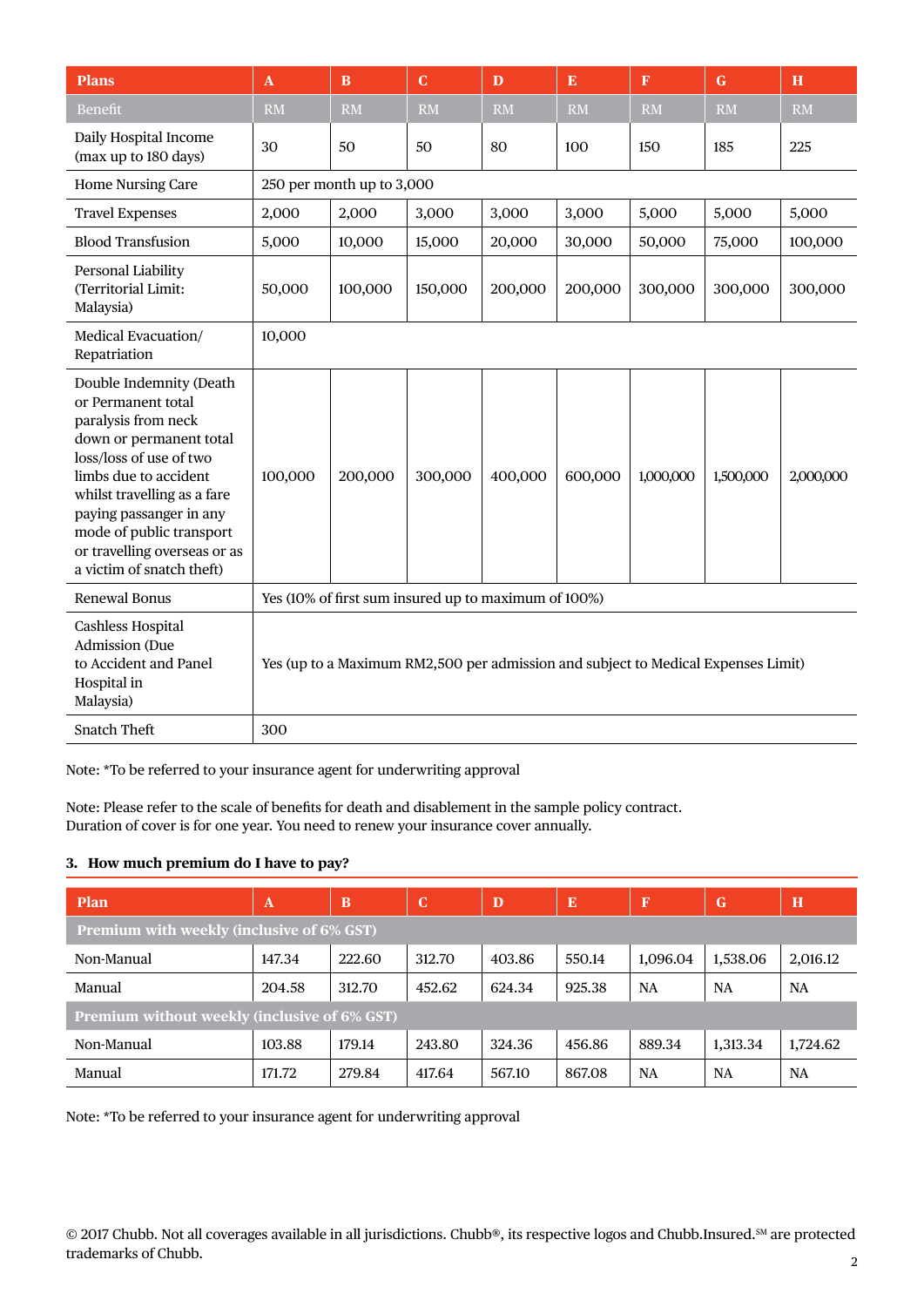| Plans | A | B | C | D | E | F | G | H |
|---|---|---|---|---|---|---|---|---|
| Benefit | RM | RM | RM | RM | RM | RM | RM | RM |
| Daily Hospital Income (max up to 180 days) | 30 | 50 | 50 | 80 | 100 | 150 | 185 | 225 |
| Home Nursing Care | 250 per month up to 3,000 | | | | | | | |
| Travel Expenses | 2,000 | 2,000 | 3,000 | 3,000 | 3,000 | 5,000 | 5,000 | 5,000 |
| Blood Transfusion | 5,000 | 10,000 | 15,000 | 20,000 | 30,000 | 50,000 | 75,000 | 100,000 |
| Personal Liability (Territorial Limit: Malaysia) | 50,000 | 100,000 | 150,000 | 200,000 | 200,000 | 300,000 | 300,000 | 300,000 |
| Medical Evacuation/ Repatriation | 10,000 | | | | | | | |
| Double Indemnity (Death or Permanent total paralysis from neck down or permanent total loss/loss of use of two limbs due to accident whilst travelling as a fare paying passanger in any mode of public transport or travelling overseas or as a victim of snatch theft) | 100,000 | 200,000 | 300,000 | 400,000 | 600,000 | 1,000,000 | 1,500,000 | 2,000,000 |
| Renewal Bonus | Yes (10% of first sum insured up to maximum of 100%) | | | | | | | |
| Cashless Hospital Admission (Due to Accident and Panel Hospital in Malaysia) | Yes (up to a Maximum RM2,500 per admission and subject to Medical Expenses Limit) | | | | | | | |
| Snatch Theft | 300 | | | | | | | |

Note: *To be referred to your insurance agent for underwriting approval

Note: Please refer to the scale of benefits for death and disablement in the sample policy contract.
Duration of cover is for one year. You need to renew your insurance cover annually.

### 3. How much premium do I have to pay?

| Plan | A | B | C | D | E | F | G | H |
|---|---|---|---|---|---|---|---|---|
| **Premium with weekly (inclusive of 6% GST)** | | | | | | | | |
| Non-Manual | 147.34 | 222.60 | 312.70 | 403.86 | 550.14 | 1,096.04 | 1,538.06 | 2,016.12 |
| Manual | 204.58 | 312.70 | 452.62 | 624.34 | 925.38 | NA | NA | NA |
| **Premium without weekly (inclusive of 6% GST)** | | | | | | | | |
| Non-Manual | 103.88 | 179.14 | 243.80 | 324.36 | 456.86 | 889.34 | 1,313.34 | 1,724.62 |
| Manual | 171.72 | 279.84 | 417.64 | 567.10 | 867.08 | NA | NA | NA |

Note: *To be referred to your insurance agent for underwriting approval

© 2017 Chubb. Not all coverages available in all jurisdictions. Chubb®, its respective logos and Chubb.Insured.℠ are protected trademarks of Chubb.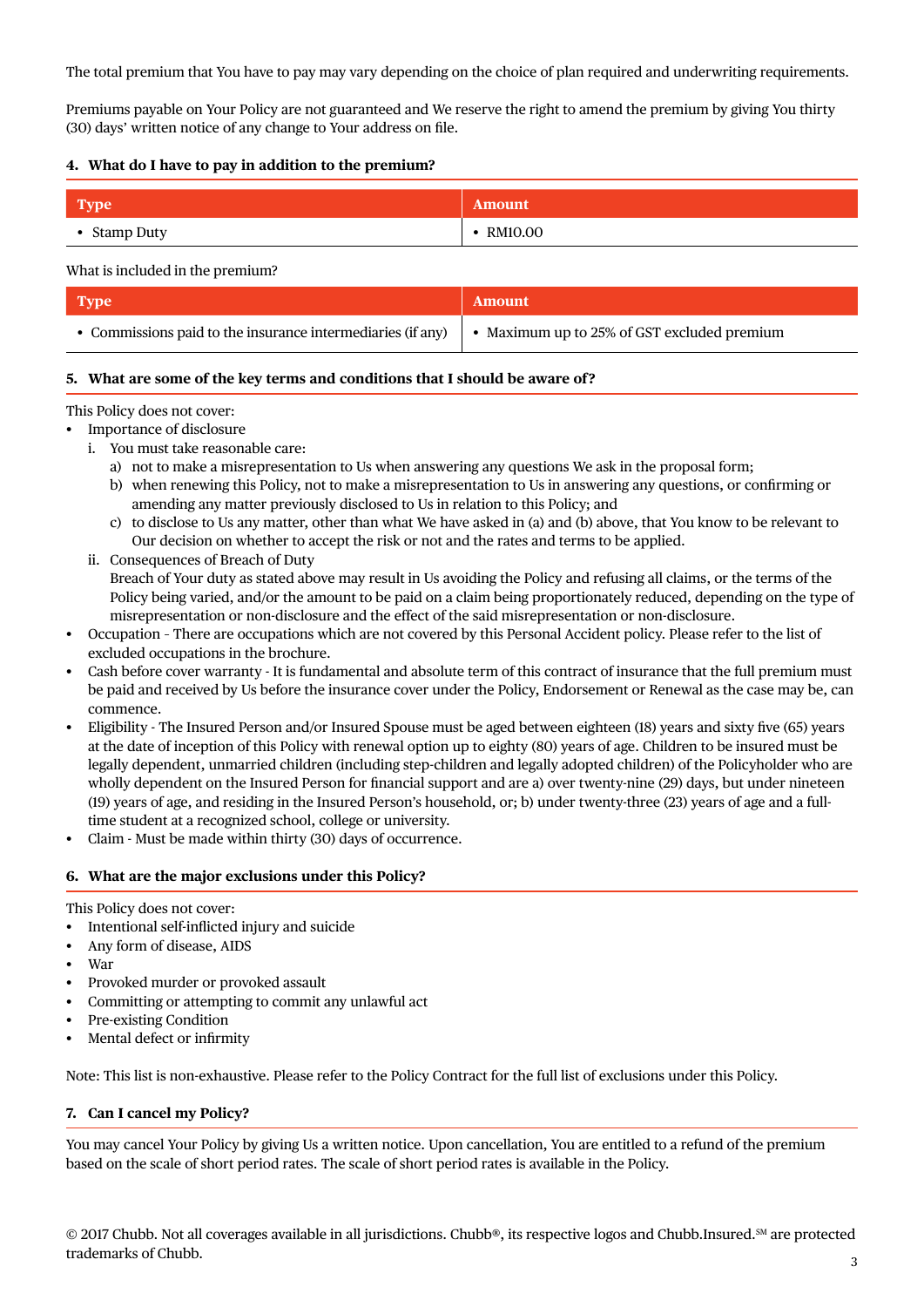The total premium that You have to pay may vary depending on the choice of plan required and underwriting requirements.

Premiums payable on Your Policy are not guaranteed and We reserve the right to amend the premium by giving You thirty (30) days' written notice of any change to Your address on file.

### 4. What do I have to pay in addition to the premium?

| Type | Amount |
|---|---|
| • Stamp Duty | • RM10.00 |

What is included in the premium?

| Type | Amount |
|---|---|
| • Commissions paid to the insurance intermediaries (if any) | • Maximum up to 25% of GST excluded premium |

### 5. What are some of the key terms and conditions that I should be aware of?

This Policy does not cover:

- Importance of disclosure
  - i. You must take reasonable care:
    - a) not to make a misrepresentation to Us when answering any questions We ask in the proposal form;
    - b) when renewing this Policy, not to make a misrepresentation to Us in answering any questions, or confirming or amending any matter previously disclosed to Us in relation to this Policy; and
    - c) to disclose to Us any matter, other than what We have asked in (a) and (b) above, that You know to be relevant to Our decision on whether to accept the risk or not and the rates and terms to be applied.
  - ii. Consequences of Breach of Duty
    Breach of Your duty as stated above may result in Us avoiding the Policy and refusing all claims, or the terms of the Policy being varied, and/or the amount to be paid on a claim being proportionately reduced, depending on the type of misrepresentation or non-disclosure and the effect of the said misrepresentation or non-disclosure.
- Occupation - There are occupations which are not covered by this Personal Accident policy. Please refer to the list of excluded occupations in the brochure.
- Cash before cover warranty - It is fundamental and absolute term of this contract of insurance that the full premium must be paid and received by Us before the insurance cover under the Policy, Endorsement or Renewal as the case may be, can commence.
- Eligibility - The Insured Person and/or Insured Spouse must be aged between eighteen (18) years and sixty five (65) years at the date of inception of this Policy with renewal option up to eighty (80) years of age. Children to be insured must be legally dependent, unmarried children (including step-children and legally adopted children) of the Policyholder who are wholly dependent on the Insured Person for financial support and are a) over twenty-nine (29) days, but under nineteen (19) years of age, and residing in the Insured Person's household, or; b) under twenty-three (23) years of age and a full-time student at a recognized school, college or university.
- Claim - Must be made within thirty (30) days of occurrence.

### 6. What are the major exclusions under this Policy?

This Policy does not cover:

- Intentional self-inflicted injury and suicide
- Any form of disease, AIDS
- War
- Provoked murder or provoked assault
- Committing or attempting to commit any unlawful act
- Pre-existing Condition
- Mental defect or infirmity

Note: This list is non-exhaustive. Please refer to the Policy Contract for the full list of exclusions under this Policy.

### 7. Can I cancel my Policy?

You may cancel Your Policy by giving Us a written notice. Upon cancellation, You are entitled to a refund of the premium based on the scale of short period rates. The scale of short period rates is available in the Policy.

© 2017 Chubb. Not all coverages available in all jurisdictions. Chubb®, its respective logos and Chubb.Insured.℠ are protected trademarks of Chubb.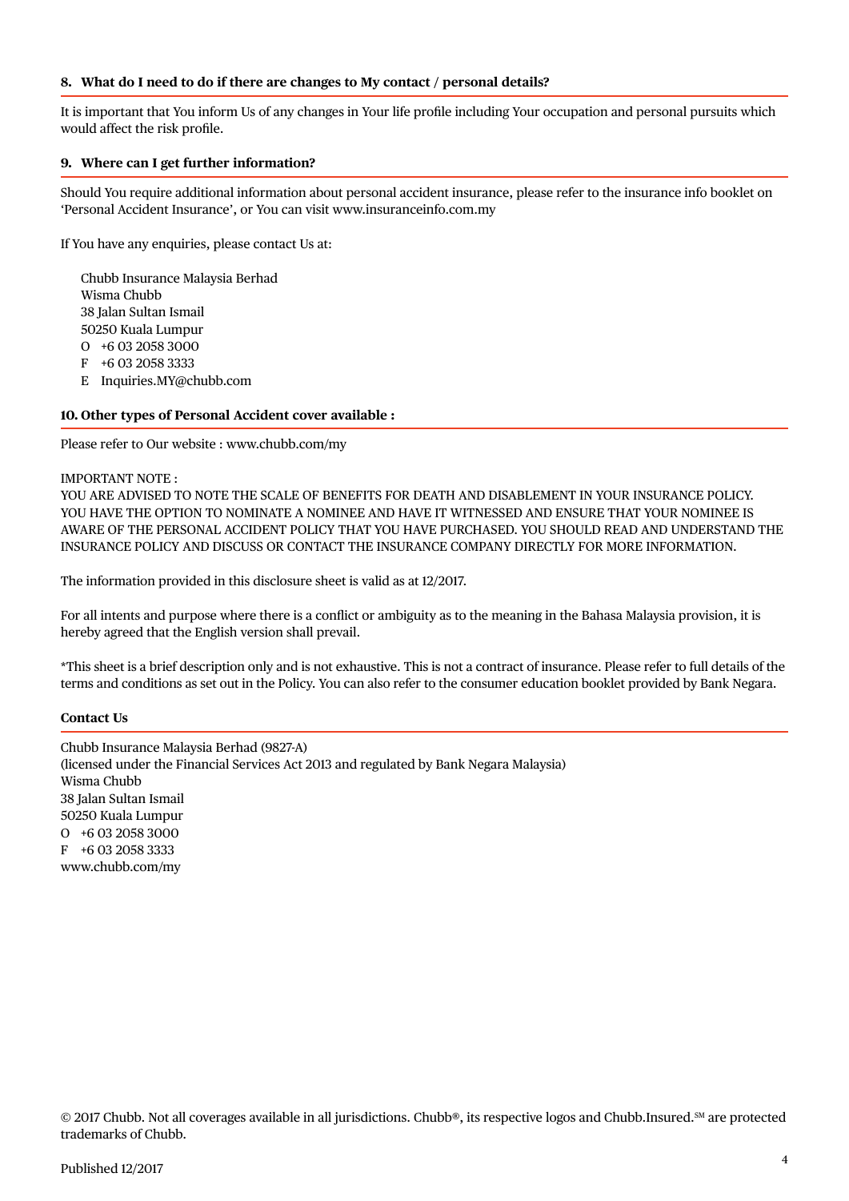### 8. What do I need to do if there are changes to My contact / personal details?

It is important that You inform Us of any changes in Your life profile including Your occupation and personal pursuits which would affect the risk profile.

### 9. Where can I get further information?

Should You require additional information about personal accident insurance, please refer to the insurance info booklet on 'Personal Accident Insurance', or You can visit www.insuranceinfo.com.my

If You have any enquiries, please contact Us at:

Chubb Insurance Malaysia Berhad
Wisma Chubb
38 Jalan Sultan Ismail
50250 Kuala Lumpur
O +6 03 2058 3000
F +6 03 2058 3333
E Inquiries.MY@chubb.com

### 10. Other types of Personal Accident cover available :

Please refer to Our website : www.chubb.com/my

IMPORTANT NOTE :
YOU ARE ADVISED TO NOTE THE SCALE OF BENEFITS FOR DEATH AND DISABLEMENT IN YOUR INSURANCE POLICY. YOU HAVE THE OPTION TO NOMINATE A NOMINEE AND HAVE IT WITNESSED AND ENSURE THAT YOUR NOMINEE IS AWARE OF THE PERSONAL ACCIDENT POLICY THAT YOU HAVE PURCHASED. YOU SHOULD READ AND UNDERSTAND THE INSURANCE POLICY AND DISCUSS OR CONTACT THE INSURANCE COMPANY DIRECTLY FOR MORE INFORMATION.

The information provided in this disclosure sheet is valid as at 12/2017.

For all intents and purpose where there is a conflict or ambiguity as to the meaning in the Bahasa Malaysia provision, it is hereby agreed that the English version shall prevail.

*This sheet is a brief description only and is not exhaustive. This is not a contract of insurance. Please refer to full details of the terms and conditions as set out in the Policy. You can also refer to the consumer education booklet provided by Bank Negara.

### Contact Us

Chubb Insurance Malaysia Berhad (9827-A)
(licensed under the Financial Services Act 2013 and regulated by Bank Negara Malaysia)
Wisma Chubb
38 Jalan Sultan Ismail
50250 Kuala Lumpur
O +6 03 2058 3000
F +6 03 2058 3333
www.chubb.com/my

© 2017 Chubb. Not all coverages available in all jurisdictions. Chubb®, its respective logos and Chubb.Insured.℠ are protected trademarks of Chubb.

Published 12/2017